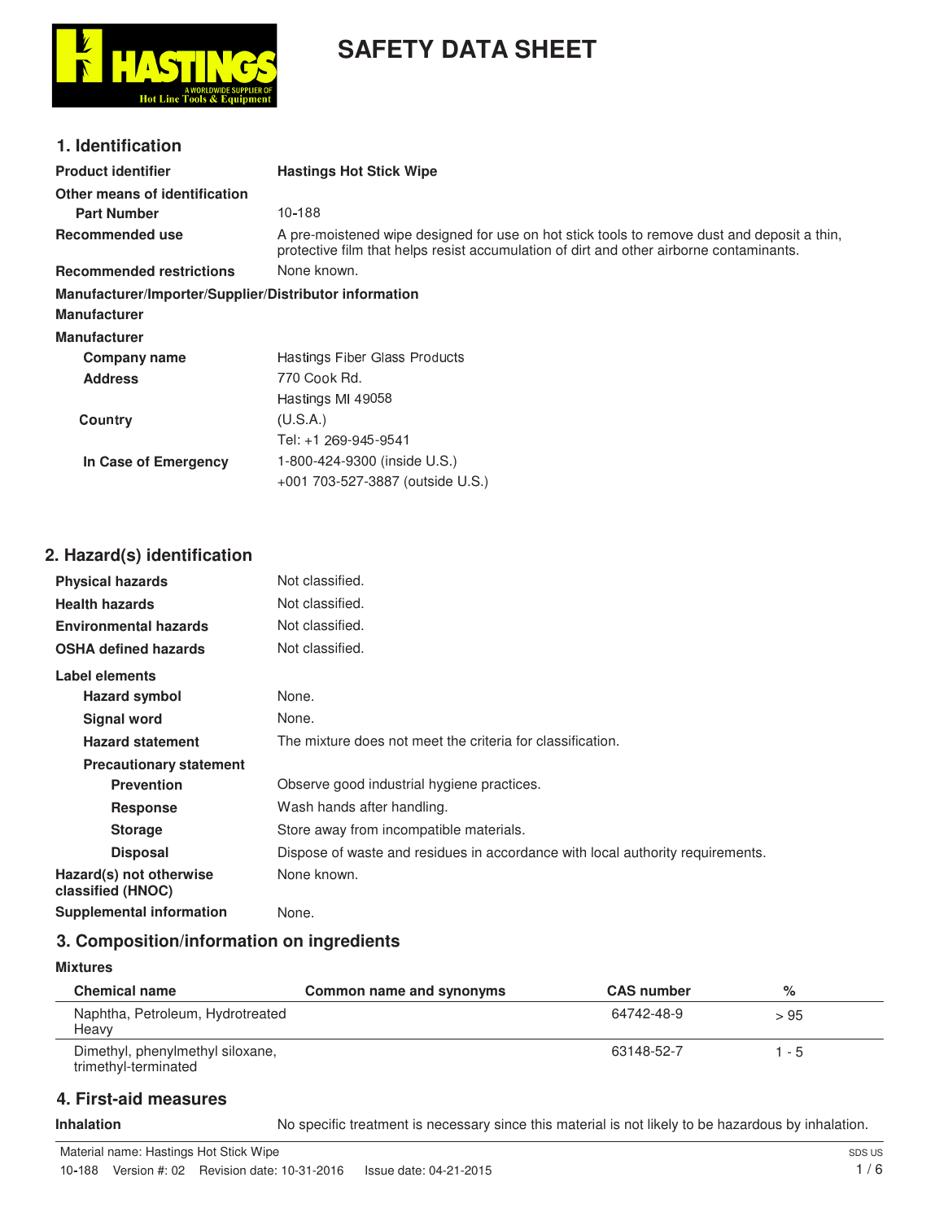# SAFETY DATA SHEET

## 1. Identification

| | |
|---|---|
| **Product identifier** | **Hastings Hot Stick Wipe** |
| **Other means of identification** | |
| **Part Number** | 10-188 |
| **Recommended use** | A pre-moistened wipe designed for use on hot stick tools to remove dust and deposit a thin, protective film that helps resist accumulation of dirt and other airborne contaminants. |
| **Recommended restrictions** | None known. |

**Manufacturer/Importer/Supplier/Distributor information**

**Manufacturer**

**Manufacturer**

| | |
|---|---|
| **Company name** | Hastings Fiber Glass Products |
| **Address** | 770 Cook Rd. |
| | Hastings MI 49058 |
| **Country** | (U.S.A.) |
| | Tel: +1 269-945-9541 |
| **In Case of Emergency** | 1-800-424-9300 (inside U.S.) |
| | +001 703-527-3887 (outside U.S.) |

## 2. Hazard(s) identification

| | |
|---|---|
| **Physical hazards** | Not classified. |
| **Health hazards** | Not classified. |
| **Environmental hazards** | Not classified. |
| **OSHA defined hazards** | Not classified. |

**Label elements**

| | |
|---|---|
| **Hazard symbol** | None. |
| **Signal word** | None. |
| **Hazard statement** | The mixture does not meet the criteria for classification. |
| **Precautionary statement** | |
| **Prevention** | Observe good industrial hygiene practices. |
| **Response** | Wash hands after handling. |
| **Storage** | Store away from incompatible materials. |
| **Disposal** | Dispose of waste and residues in accordance with local authority requirements. |
| **Hazard(s) not otherwise classified (HNOC)** | None known. |
| **Supplemental information** | None. |

## 3. Composition/information on ingredients

**Mixtures**

| Chemical name | Common name and synonyms | CAS number | % |
|---|---|---|---|
| Naphtha, Petroleum, Hydrotreated Heavy | | 64742-48-9 | > 95 |
| Dimethyl, phenylmethyl siloxane, trimethyl-terminated | | 63148-52-7 | 1 - 5 |

## 4. First-aid measures

| | |
|---|---|
| **Inhalation** | No specific treatment is necessary since this material is not likely to be hazardous by inhalation. |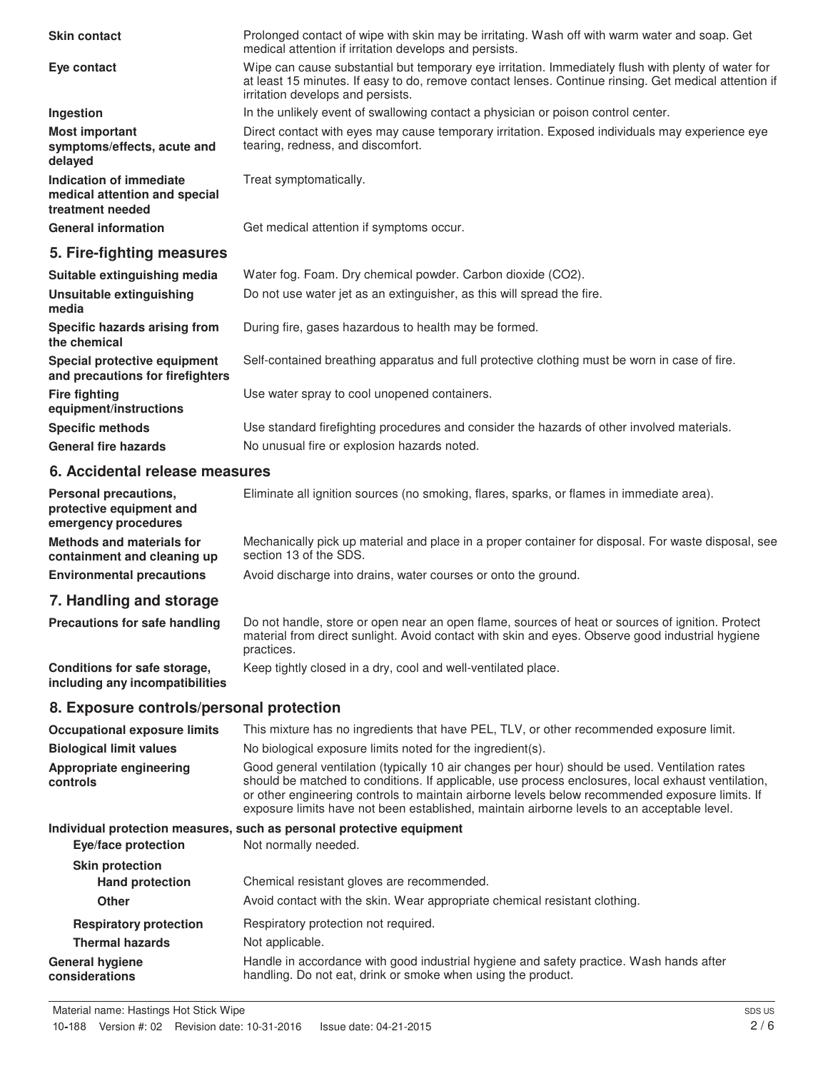| | |
|---|---|
| **Skin contact** | Prolonged contact of wipe with skin may be irritating. Wash off with warm water and soap. Get medical attention if irritation develops and persists. |
| **Eye contact** | Wipe can cause substantial but temporary eye irritation. Immediately flush with plenty of water for at least 15 minutes. If easy to do, remove contact lenses. Continue rinsing. Get medical attention if irritation develops and persists. |
| **Ingestion** | In the unlikely event of swallowing contact a physician or poison control center. |
| **Most important symptoms/effects, acute and delayed** | Direct contact with eyes may cause temporary irritation. Exposed individuals may experience eye tearing, redness, and discomfort. |
| **Indication of immediate medical attention and special treatment needed** | Treat symptomatically. |
| **General information** | Get medical attention if symptoms occur. |

## 5. Fire-fighting measures

| | |
|---|---|
| **Suitable extinguishing media** | Water fog. Foam. Dry chemical powder. Carbon dioxide ($CO_2$). |
| **Unsuitable extinguishing media** | Do not use water jet as an extinguisher, as this will spread the fire. |
| **Specific hazards arising from the chemical** | During fire, gases hazardous to health may be formed. |
| **Special protective equipment and precautions for firefighters** | Self-contained breathing apparatus and full protective clothing must be worn in case of fire. |
| **Fire fighting equipment/instructions** | Use water spray to cool unopened containers. |
| **Specific methods** | Use standard firefighting procedures and consider the hazards of other involved materials. |
| **General fire hazards** | No unusual fire or explosion hazards noted. |

## 6. Accidental release measures

| | |
|---|---|
| **Personal precautions, protective equipment and emergency procedures** | Eliminate all ignition sources (no smoking, flares, sparks, or flames in immediate area). |
| **Methods and materials for containment and cleaning up** | Mechanically pick up material and place in a proper container for disposal. For waste disposal, see section 13 of the SDS. |
| **Environmental precautions** | Avoid discharge into drains, water courses or onto the ground. |

## 7. Handling and storage

| | |
|---|---|
| **Precautions for safe handling** | Do not handle, store or open near an open flame, sources of heat or sources of ignition. Protect material from direct sunlight. Avoid contact with skin and eyes. Observe good industrial hygiene practices. |
| **Conditions for safe storage, including any incompatibilities** | Keep tightly closed in a dry, cool and well-ventilated place. |

## 8. Exposure controls/personal protection

| | |
|---|---|
| **Occupational exposure limits** | This mixture has no ingredients that have PEL, TLV, or other recommended exposure limit. |
| **Biological limit values** | No biological exposure limits noted for the ingredient(s). |
| **Appropriate engineering controls** | Good general ventilation (typically 10 air changes per hour) should be used. Ventilation rates should be matched to conditions. If applicable, use process enclosures, local exhaust ventilation, or other engineering controls to maintain airborne levels below recommended exposure limits. If exposure limits have not been established, maintain airborne levels to an acceptable level. |

**Individual protection measures, such as personal protective equipment**

| | |
|---|---|
| **Eye/face protection** | Not normally needed. |
| **Skin protection** | |
| **Hand protection** | Chemical resistant gloves are recommended. |
| **Other** | Avoid contact with the skin. Wear appropriate chemical resistant clothing. |
| **Respiratory protection** | Respiratory protection not required. |
| **Thermal hazards** | Not applicable. |
| **General hygiene considerations** | Handle in accordance with good industrial hygiene and safety practice. Wash hands after handling. Do not eat, drink or smoke when using the product. |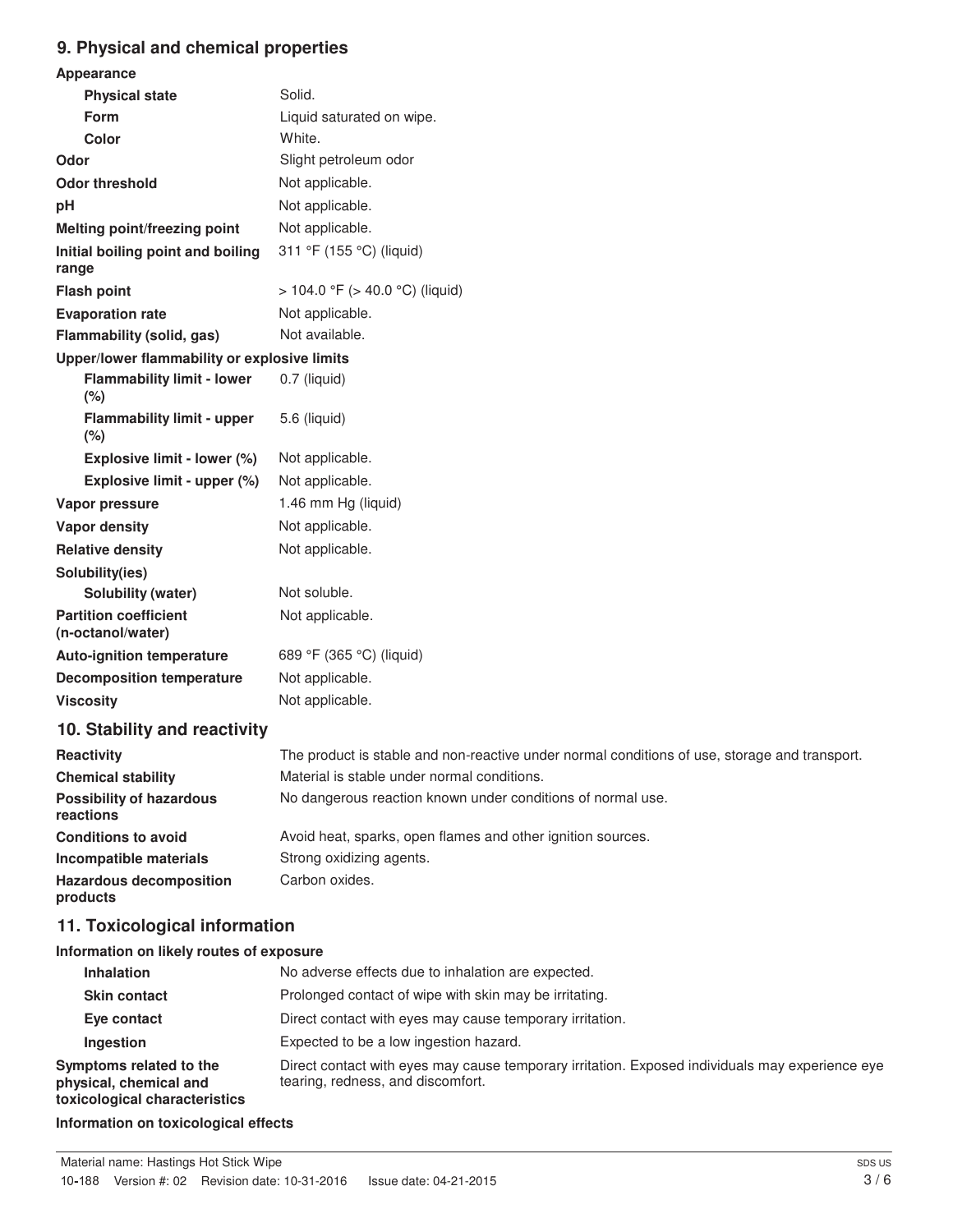## 9. Physical and chemical properties

| | |
|---|---|
| **Appearance** | |
| **Physical state** | Solid. |
| **Form** | Liquid saturated on wipe. |
| **Color** | White. |
| **Odor** | Slight petroleum odor |
| **Odor threshold** | Not applicable. |
| **pH** | Not applicable. |
| **Melting point/freezing point** | Not applicable. |
| **Initial boiling point and boiling range** | 311 °F (155 °C) (liquid) |
| **Flash point** | > 104.0 °F (> 40.0 °C) (liquid) |
| **Evaporation rate** | Not applicable. |
| **Flammability (solid, gas)** | Not available. |
| **Upper/lower flammability or explosive limits** | |
| **Flammability limit - lower (%)** | 0.7 (liquid) |
| **Flammability limit - upper (%)** | 5.6 (liquid) |
| **Explosive limit - lower (%)** | Not applicable. |
| **Explosive limit - upper (%)** | Not applicable. |
| **Vapor pressure** | 1.46 mm Hg (liquid) |
| **Vapor density** | Not applicable. |
| **Relative density** | Not applicable. |
| **Solubility(ies)** | |
| **Solubility (water)** | Not soluble. |
| **Partition coefficient (n-octanol/water)** | Not applicable. |
| **Auto-ignition temperature** | 689 °F (365 °C) (liquid) |
| **Decomposition temperature** | Not applicable. |
| **Viscosity** | Not applicable. |

## 10. Stability and reactivity

| | |
|---|---|
| **Reactivity** | The product is stable and non-reactive under normal conditions of use, storage and transport. |
| **Chemical stability** | Material is stable under normal conditions. |
| **Possibility of hazardous reactions** | No dangerous reaction known under conditions of normal use. |
| **Conditions to avoid** | Avoid heat, sparks, open flames and other ignition sources. |
| **Incompatible materials** | Strong oxidizing agents. |
| **Hazardous decomposition products** | Carbon oxides. |

## 11. Toxicological information

**Information on likely routes of exposure**

| | |
|---|---|
| **Inhalation** | No adverse effects due to inhalation are expected. |
| **Skin contact** | Prolonged contact of wipe with skin may be irritating. |
| **Eye contact** | Direct contact with eyes may cause temporary irritation. |
| **Ingestion** | Expected to be a low ingestion hazard. |
| **Symptoms related to the physical, chemical and toxicological characteristics** | Direct contact with eyes may cause temporary irritation. Exposed individuals may experience eye tearing, redness, and discomfort. |

**Information on toxicological effects**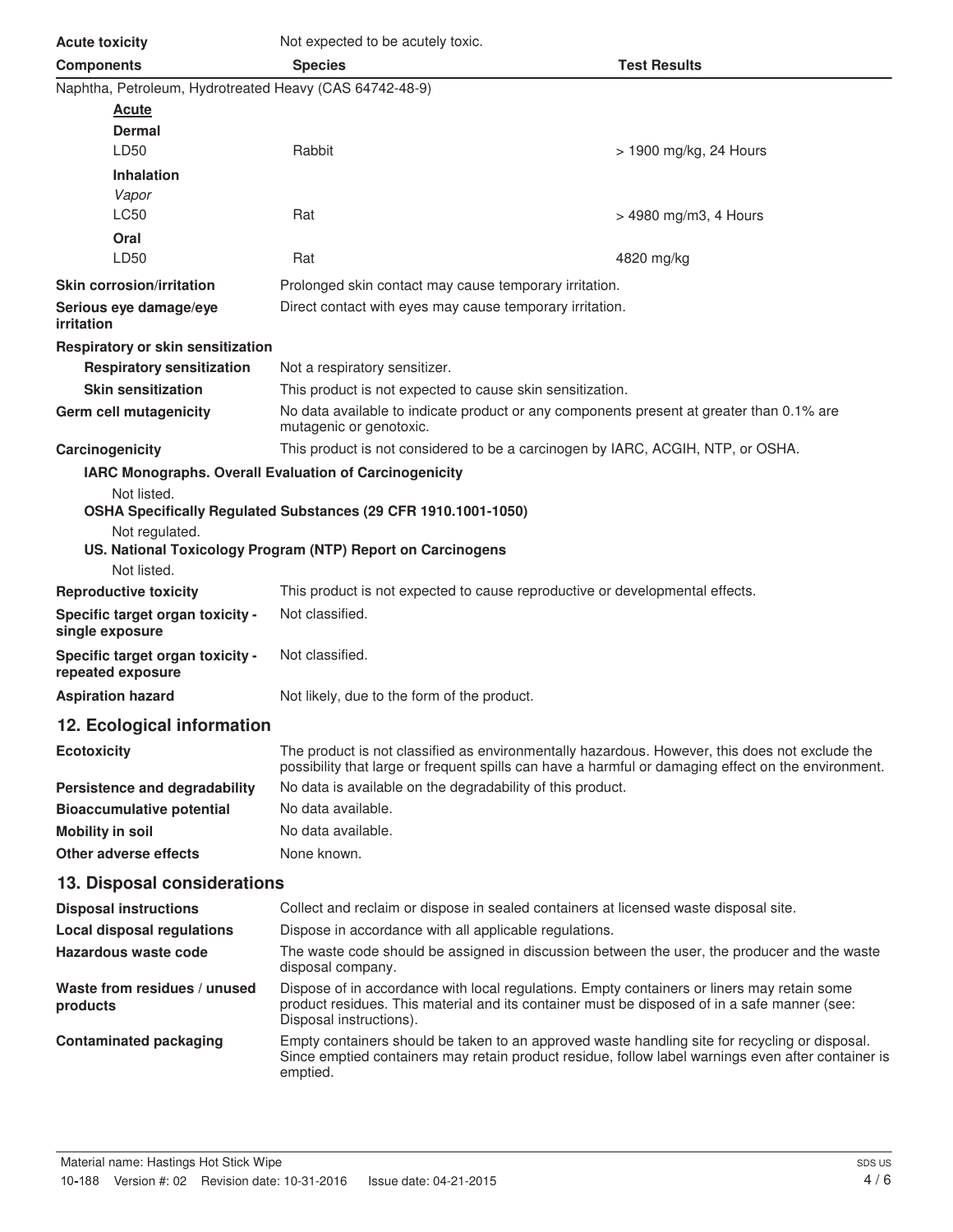**Acute toxicity** Not expected to be acutely toxic.

| Components | Species | Test Results |
|---|---|---|
| Naphtha, Petroleum, Hydrotreated Heavy (CAS 64742-48-9) | | |
| **Acute** | | |
| **Dermal** | | |
| LD50 | Rabbit | > 1900 mg/kg, 24 Hours |
| **Inhalation** | | |
| *Vapor* | | |
| LC50 | Rat | > 4980 mg/m3, 4 Hours |
| **Oral** | | |
| LD50 | Rat | 4820 mg/kg |

**Skin corrosion/irritation** Prolonged skin contact may cause temporary irritation.

**Serious eye damage/eye irritation** Direct contact with eyes may cause temporary irritation.

**Respiratory or skin sensitization**

**Respiratory sensitization** Not a respiratory sensitizer.

**Skin sensitization** This product is not expected to cause skin sensitization.

**Germ cell mutagenicity** No data available to indicate product or any components present at greater than 0.1% are mutagenic or genotoxic.

**Carcinogenicity** This product is not considered to be a carcinogen by IARC, ACGIH, NTP, or OSHA.

**IARC Monographs. Overall Evaluation of Carcinogenicity**

Not listed.

**OSHA Specifically Regulated Substances (29 CFR 1910.1001-1050)**

Not regulated.

**US. National Toxicology Program (NTP) Report on Carcinogens**

Not listed.

**Reproductive toxicity** This product is not expected to cause reproductive or developmental effects.

**Specific target organ toxicity - single exposure** Not classified.

**Specific target organ toxicity - repeated exposure** Not classified.

**Aspiration hazard** Not likely, due to the form of the product.

## 12. Ecological information

**Ecotoxicity** The product is not classified as environmentally hazardous. However, this does not exclude the possibility that large or frequent spills can have a harmful or damaging effect on the environment.

**Persistence and degradability** No data is available on the degradability of this product.

**Bioaccumulative potential** No data available.

**Mobility in soil** No data available.

**Other adverse effects** None known.

## 13. Disposal considerations

**Disposal instructions** Collect and reclaim or dispose in sealed containers at licensed waste disposal site.

**Local disposal regulations** Dispose in accordance with all applicable regulations.

**Hazardous waste code** The waste code should be assigned in discussion between the user, the producer and the waste disposal company.

**Waste from residues / unused products** Dispose of in accordance with local regulations. Empty containers or liners may retain some product residues. This material and its container must be disposed of in a safe manner (see: Disposal instructions).

**Contaminated packaging** Empty containers should be taken to an approved waste handling site for recycling or disposal. Since emptied containers may retain product residue, follow label warnings even after container is emptied.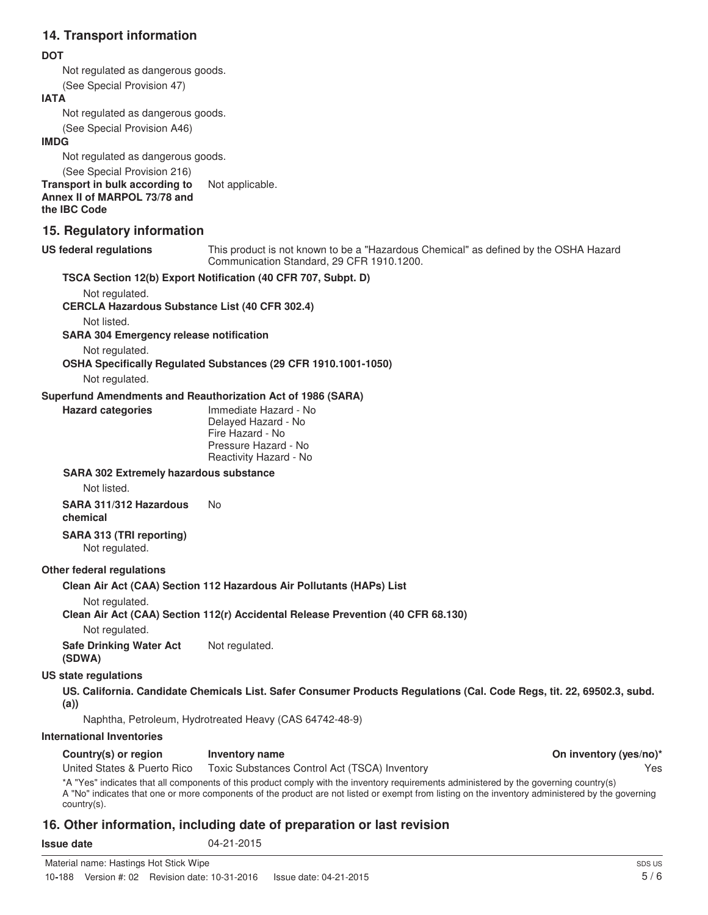## 14. Transport information

**DOT**

Not regulated as dangerous goods.

(See Special Provision 47)

**IATA**

Not regulated as dangerous goods.

(See Special Provision A46)

**IMDG**

Not regulated as dangerous goods.

(See Special Provision 216)

**Transport in bulk according to Annex II of MARPOL 73/78 and the IBC Code** Not applicable.

## 15. Regulatory information

**US federal regulations** This product is not known to be a "Hazardous Chemical" as defined by the OSHA Hazard Communication Standard, 29 CFR 1910.1200.

**TSCA Section 12(b) Export Notification (40 CFR 707, Subpt. D)**

Not regulated.

**CERCLA Hazardous Substance List (40 CFR 302.4)**

Not listed.

**SARA 304 Emergency release notification**

Not regulated.

**OSHA Specifically Regulated Substances (29 CFR 1910.1001-1050)**

Not regulated.

**Superfund Amendments and Reauthorization Act of 1986 (SARA)**

**Hazard categories**

Immediate Hazard - No
Delayed Hazard - No
Fire Hazard - No
Pressure Hazard - No
Reactivity Hazard - No

**SARA 302 Extremely hazardous substance**

Not listed.

**SARA 311/312 Hazardous chemical** No

**SARA 313 (TRI reporting)**

Not regulated.

**Other federal regulations**

**Clean Air Act (CAA) Section 112 Hazardous Air Pollutants (HAPs) List**

Not regulated.

**Clean Air Act (CAA) Section 112(r) Accidental Release Prevention (40 CFR 68.130)**

Not regulated.

**Safe Drinking Water Act (SDWA)** Not regulated.

**US state regulations**

**US. California. Candidate Chemicals List. Safer Consumer Products Regulations (Cal. Code Regs, tit. 22, 69502.3, subd. (a))**

Naphtha, Petroleum, Hydrotreated Heavy (CAS 64742-48-9)

**International Inventories**

| Country(s) or region | Inventory name | On inventory (yes/no)* |
|---|---|---|
| United States & Puerto Rico | Toxic Substances Control Act (TSCA) Inventory | Yes |

*A "Yes" indicates that all components of this product comply with the inventory requirements administered by the governing country(s)
A "No" indicates that one or more components of the product are not listed or exempt from listing on the inventory administered by the governing country(s).

## 16. Other information, including date of preparation or last revision

**Issue date** 04-21-2015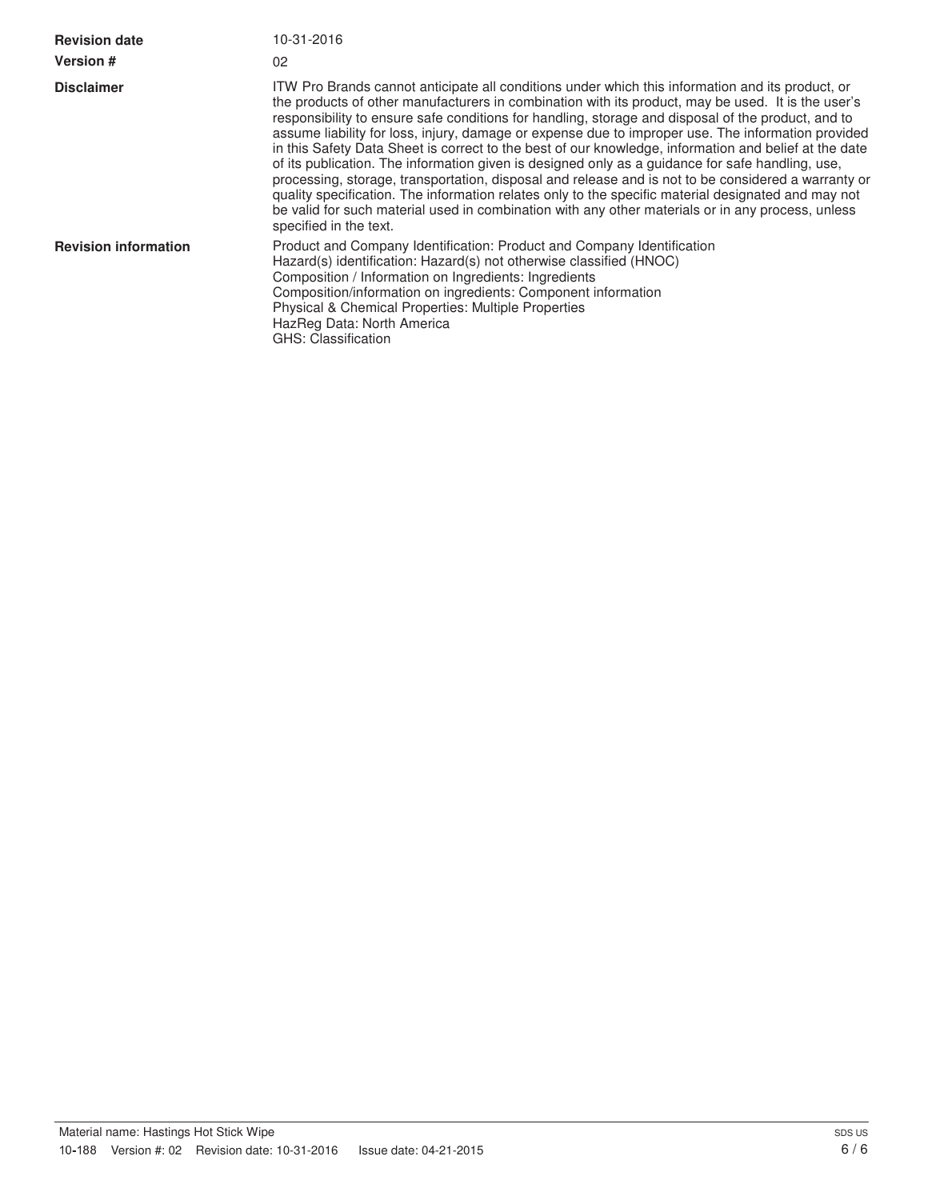**Revision date** 10-31-2016

**Version #** 02

**Disclaimer**

ITW Pro Brands cannot anticipate all conditions under which this information and its product, or the products of other manufacturers in combination with its product, may be used. It is the user's responsibility to ensure safe conditions for handling, storage and disposal of the product, and to assume liability for loss, injury, damage or expense due to improper use. The information provided in this Safety Data Sheet is correct to the best of our knowledge, information and belief at the date of its publication. The information given is designed only as a guidance for safe handling, use, processing, storage, transportation, disposal and release and is not to be considered a warranty or quality specification. The information relates only to the specific material designated and may not be valid for such material used in combination with any other materials or in any process, unless specified in the text.

**Revision information**

Product and Company Identification: Product and Company Identification
Hazard(s) identification: Hazard(s) not otherwise classified (HNOC)
Composition / Information on Ingredients: Ingredients
Composition/information on ingredients: Component information
Physical & Chemical Properties: Multiple Properties
HazReg Data: North America
GHS: Classification